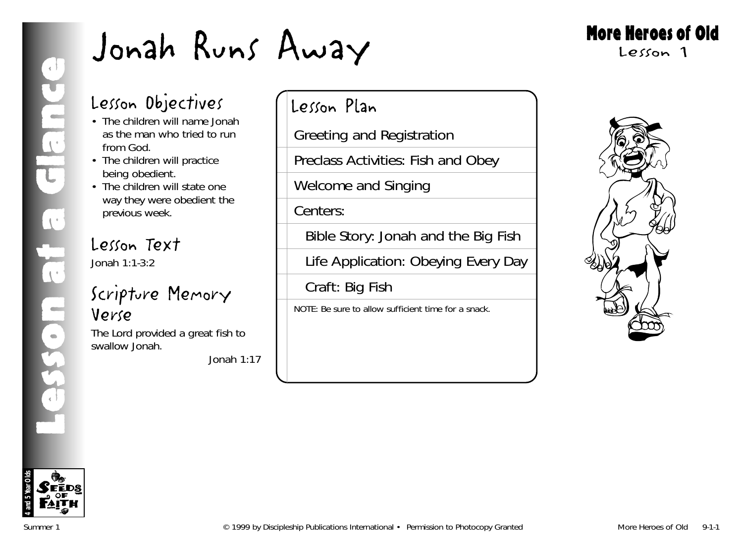# Jonah Runs Away

**More Heroes of Old**
Lesson 1

Lesson at a Glance

## Lesson Objectives

- The children will name Jonah as the man who tried to run from God.
- The children will practice being obedient.
- The children will state one way they were obedient the previous week.

## Lesson Text

Jonah 1:1-3:2

## Scripture Memory Verse

The Lord provided a great fish to swallow Jonah.

Jonah 1:17

## Lesson Plan

- Greeting and Registration
- Preclass Activities: Fish and Obey
- Welcome and Singing
- Centers:
  - Bible Story: Jonah and the Big Fish
  - Life Application: Obeying Every Day
  - Craft: Big Fish

NOTE: Be sure to allow sufficient time for a snack.

4 and 5 Year Olds — Seeds of Faith

Summer 1 © 1999 by Discipleship Publications International • Permission to Photocopy Granted More Heroes of Old 9-1-1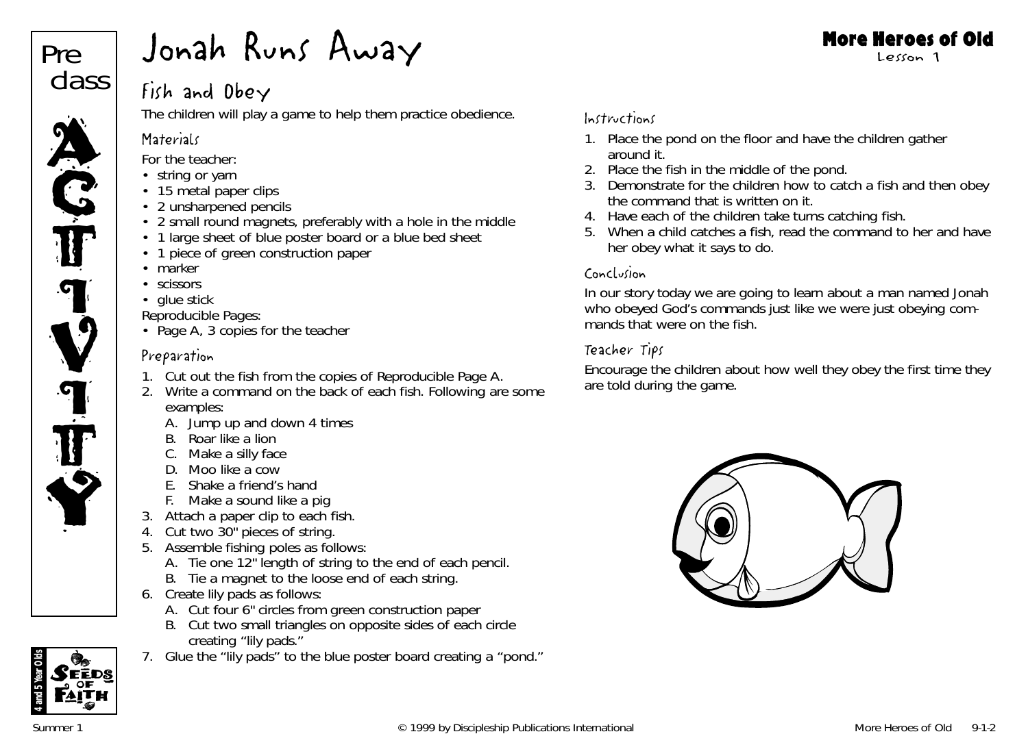# Jonah Runs Away

Preclass ACTIVITY

## Fish and Obey

The children will play a game to help them practice obedience.

### Materials

For the teacher:

- string or yarn
- 15 metal paper clips
- 2 unsharpened pencils
- 2 small round magnets, preferably with a hole in the middle
- 1 large sheet of blue poster board or a blue bed sheet
- 1 piece of green construction paper
- marker
- scissors
- glue stick

Reproducible Pages:

- Page A, 3 copies for the teacher

### Preparation

1. Cut out the fish from the copies of Reproducible Page A.
2. Write a command on the back of each fish. Following are some examples:
   A. Jump up and down 4 times
   B. Roar like a lion
   C. Make a silly face
   D. Moo like a cow
   E. Shake a friend's hand
   F. Make a sound like a pig
3. Attach a paper clip to each fish.
4. Cut two 30" pieces of string.
5. Assemble fishing poles as follows:
   A. Tie one 12" length of string to the end of each pencil.
   B. Tie a magnet to the loose end of each string.
6. Create lily pads as follows:
   A. Cut four 6" circles from green construction paper
   B. Cut two small triangles on opposite sides of each circle creating "lily pads."
7. Glue the "lily pads" to the blue poster board creating a "pond."

### Instructions

1. Place the pond on the floor and have the children gather around it.
2. Place the fish in the middle of the pond.
3. Demonstrate for the children how to catch a fish and then obey the command that is written on it.
4. Have each of the children take turns catching fish.
5. When a child catches a fish, read the command to her and have her obey what it says to do.

### Conclusion

In our story today we are going to learn about a man named Jonah who obeyed God's commands just like we were just obeying commands that were on the fish.

### Teacher Tips

Encourage the children about how well they obey the first time they are told during the game.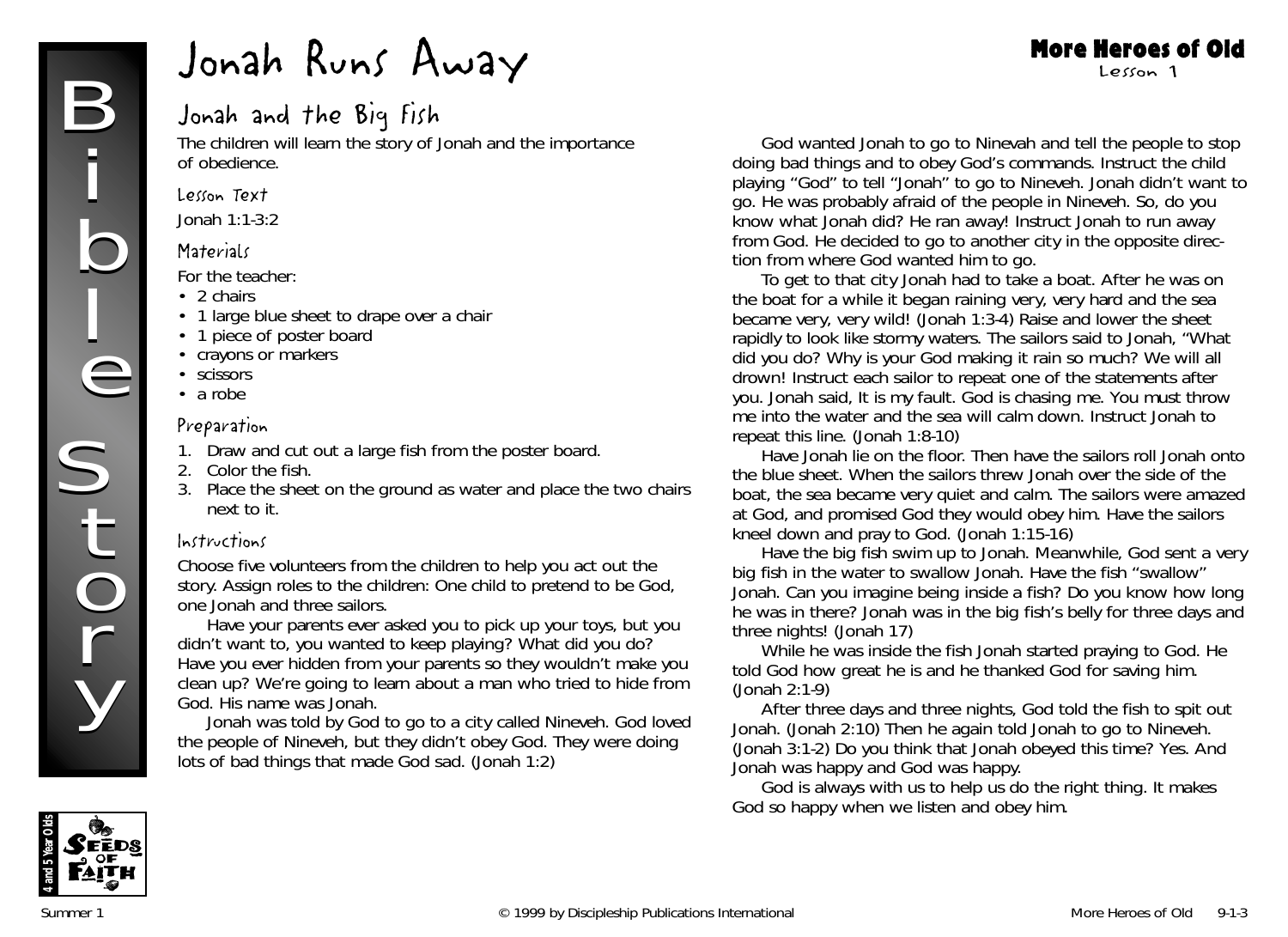# Jonah Runs Away

More Heroes of Old
Lesson 1

## Jonah and the Big Fish

The children will learn the story of Jonah and the importance of obedience.

### Lesson Text

Jonah 1:1-3:2

### Materials

For the teacher:

- 2 chairs
- 1 large blue sheet to drape over a chair
- 1 piece of poster board
- crayons or markers
- scissors
- a robe

### Preparation

1. Draw and cut out a large fish from the poster board.
2. Color the fish.
3. Place the sheet on the ground as water and place the two chairs next to it.

### Instructions

Choose five volunteers from the children to help you act out the story. Assign roles to the children: One child to pretend to be God, one Jonah and three sailors.

Have your parents ever asked you to pick up your toys, but you didn't want to, you wanted to keep playing? What did you do? Have you ever hidden from your parents so they wouldn't make you clean up? We're going to learn about a man who tried to hide from God. His name was Jonah.

Jonah was told by God to go to a city called Nineveh. God loved the people of Nineveh, but they didn't obey God. They were doing lots of bad things that made God sad. (Jonah 1:2)

God wanted Jonah to go to Ninevah and tell the people to stop doing bad things and to obey God's commands. Instruct the child playing "God" to tell "Jonah" to go to Nineveh. Jonah didn't want to go. He was probably afraid of the people in Nineveh. So, do you know what Jonah did? He ran away! Instruct Jonah to run away from God. He decided to go to another city in the opposite direction from where God wanted him to go.

To get to that city Jonah had to take a boat. After he was on the boat for a while it began raining very, very hard and the sea became very, very wild! (Jonah 1:3-4) Raise and lower the sheet rapidly to look like stormy waters. The sailors said to Jonah, "What did you do? Why is your God making it rain so much? We will all drown! Instruct each sailor to repeat one of the statements after you. Jonah said, It is my fault. God is chasing me. You must throw me into the water and the sea will calm down. Instruct Jonah to repeat this line. (Jonah 1:8-10)

Have Jonah lie on the floor. Then have the sailors roll Jonah onto the blue sheet. When the sailors threw Jonah over the side of the boat, the sea became very quiet and calm. The sailors were amazed at God, and promised God they would obey him. Have the sailors kneel down and pray to God. (Jonah 1:15-16)

Have the big fish swim up to Jonah. Meanwhile, God sent a very big fish in the water to swallow Jonah. Have the fish "swallow" Jonah. Can you imagine being inside a fish? Do you know how long he was in there? Jonah was in the big fish's belly for three days and three nights! (Jonah 17)

While he was inside the fish Jonah started praying to God. He told God how great he is and he thanked God for saving him. (Jonah 2:1-9)

After three days and three nights, God told the fish to spit out Jonah. (Jonah 2:10) Then he again told Jonah to go to Nineveh. (Jonah 3:1-2) Do you think that Jonah obeyed this time? Yes. And Jonah was happy and God was happy.

God is always with us to help us do the right thing. It makes God so happy when we listen and obey him.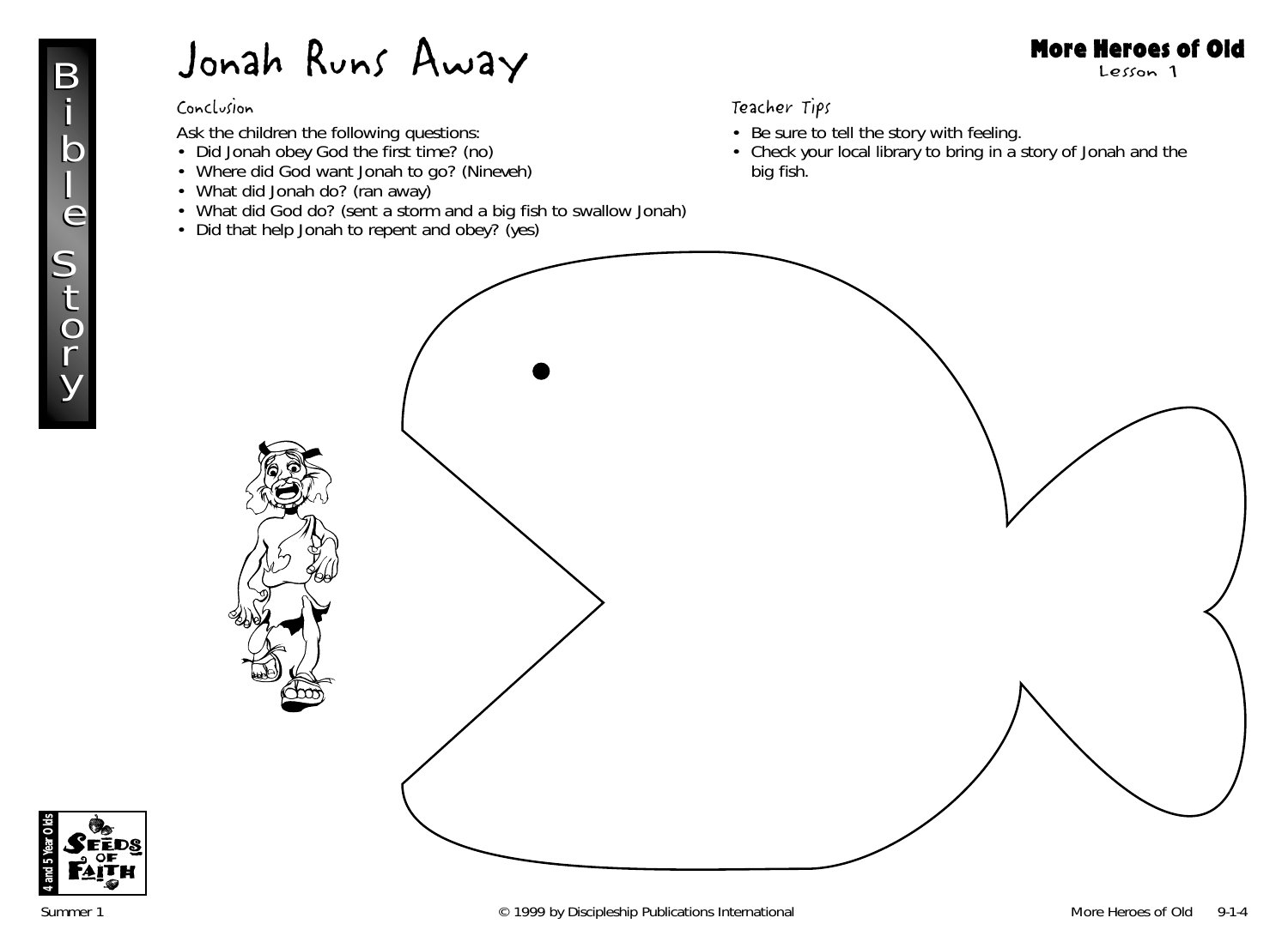# Jonah Runs Away

## Conclusion

Ask the children the following questions:

- Did Jonah obey God the first time? (no)
- Where did God want Jonah to go? (Nineveh)
- What did Jonah do? (ran away)
- What did God do? (sent a storm and a big fish to swallow Jonah)
- Did that help Jonah to repent and obey? (yes)

## Teacher Tips

- Be sure to tell the story with feeling.
- Check your local library to bring in a story of Jonah and the big fish.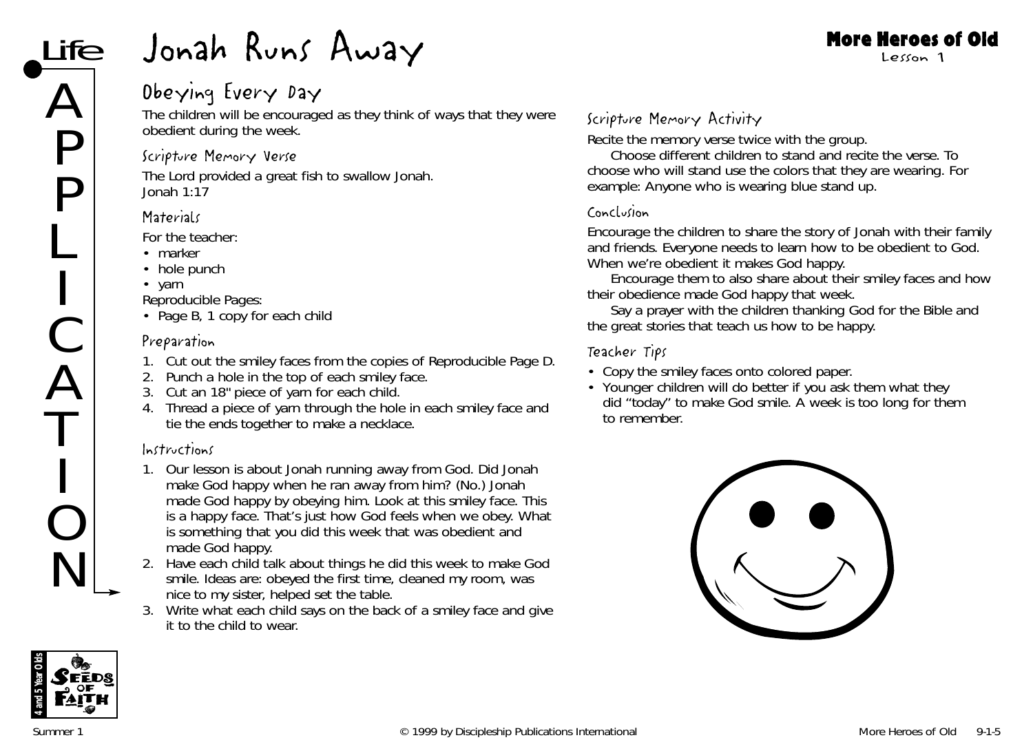# Jonah Runs Away

**More Heroes of Old**
Lesson 1

**Life APPLICATION**

## Obeying Every Day

The children will be encouraged as they think of ways that they were obedient during the week.

### Scripture Memory Verse

The Lord provided a great fish to swallow Jonah.
Jonah 1:17

### Materials

For the teacher:
- marker
- hole punch
- yarn

Reproducible Pages:
- Page B, 1 copy for each child

### Preparation

1. Cut out the smiley faces from the copies of Reproducible Page D.
2. Punch a hole in the top of each smiley face.
3. Cut an 18" piece of yarn for each child.
4. Thread a piece of yarn through the hole in each smiley face and tie the ends together to make a necklace.

### Instructions

1. Our lesson is about Jonah running away from God. Did Jonah make God happy when he ran away from him? (No.) Jonah made God happy by obeying him. Look at this smiley face. This is a happy face. That's just how God feels when we obey. What is something that you did this week that was obedient and made God happy.
2. Have each child talk about things he did this week to make God smile. Ideas are: obeyed the first time, cleaned my room, was nice to my sister, helped set the table.
3. Write what each child says on the back of a smiley face and give it to the child to wear.

### Scripture Memory Activity

Recite the memory verse twice with the group.

Choose different children to stand and recite the verse. To choose who will stand use the colors that they are wearing. For example: Anyone who is wearing blue stand up.

### Conclusion

Encourage the children to share the story of Jonah with their family and friends. Everyone needs to learn how to be obedient to God. When we're obedient it makes God happy.

Encourage them to also share about their smiley faces and how their obedience made God happy that week.

Say a prayer with the children thanking God for the Bible and the great stories that teach us how to be happy.

### Teacher Tips

- Copy the smiley faces onto colored paper.
- Younger children will do better if you ask them what they did "today" to make God smile. A week is too long for them to remember.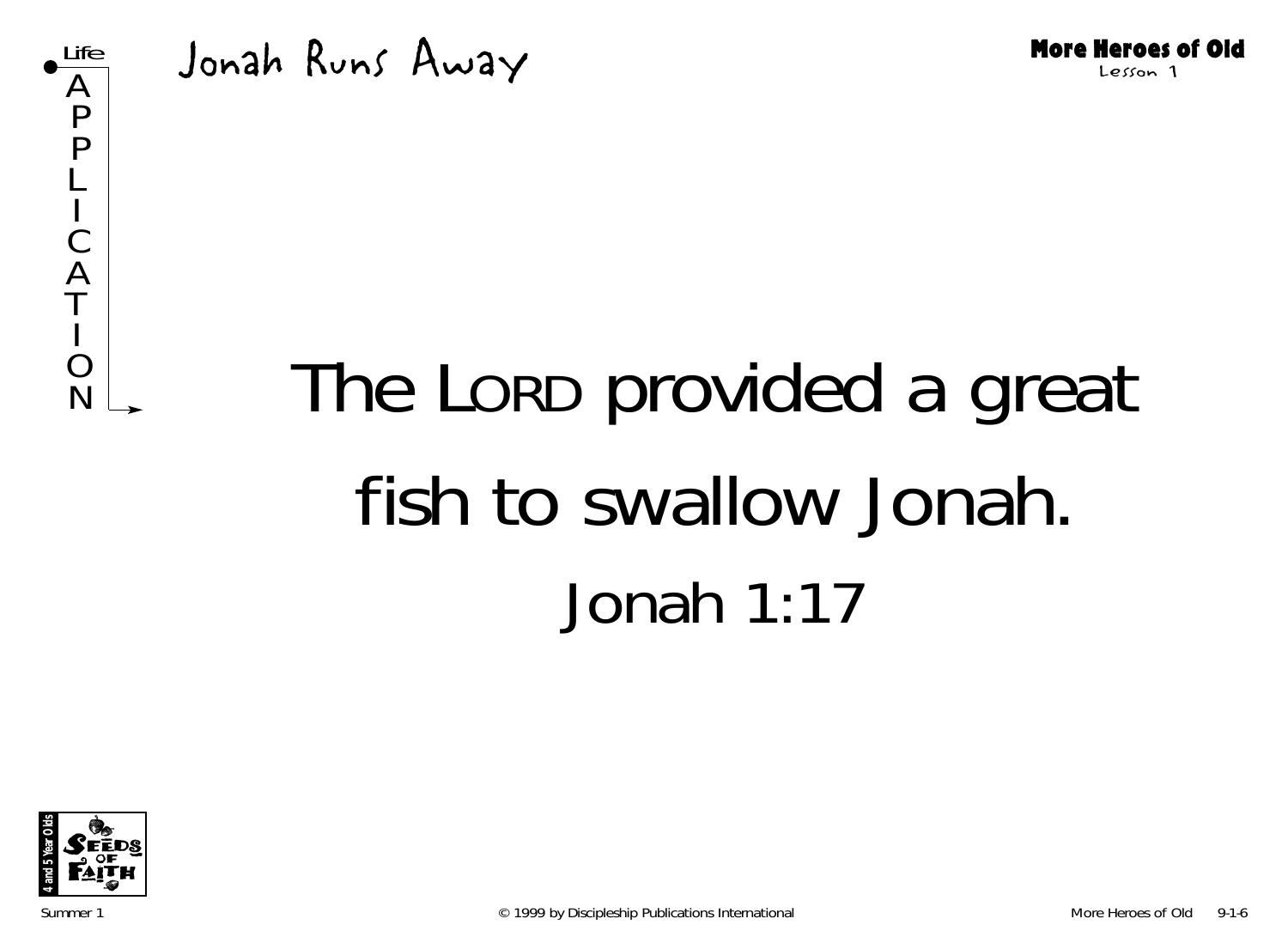Life APPLICATION

# Jonah Runs Away

**More Heroes of Old**
Lesson 1

The LORD provided a great fish to swallow Jonah.

Jonah 1:17

4 and 5 Year Olds SEEDS OF FAITH

Summer 1 © 1999 by Discipleship Publications International More Heroes of Old 9-1-6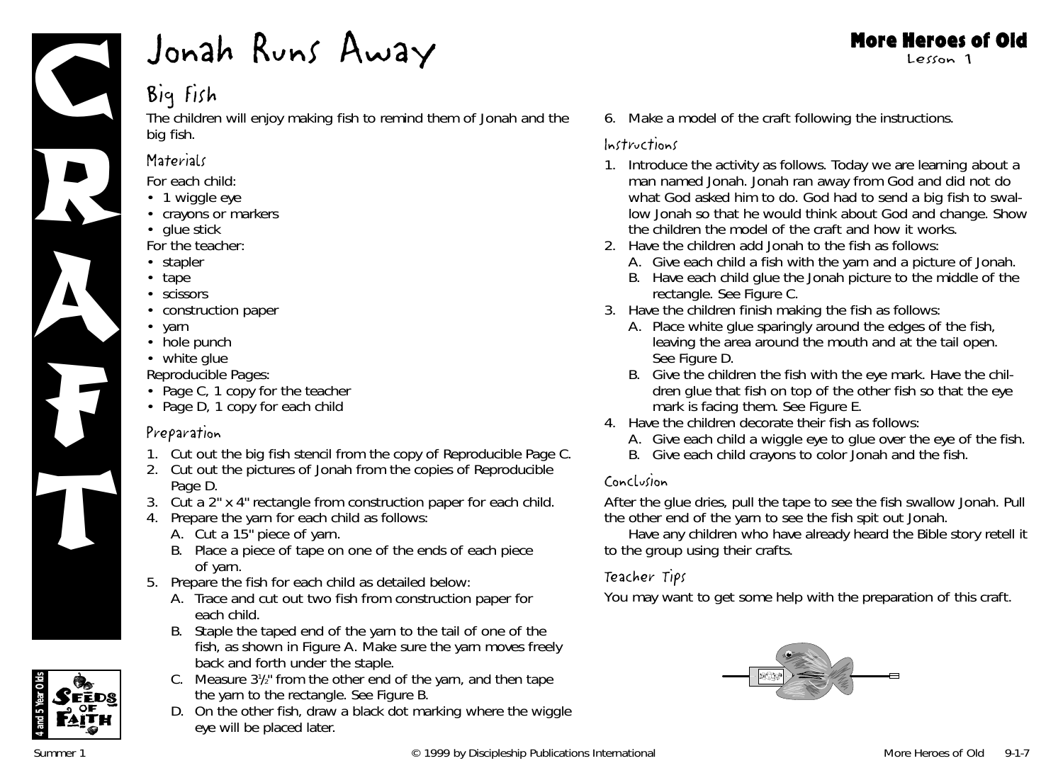# Jonah Runs Away

## Big Fish

The children will enjoy making fish to remind them of Jonah and the big fish.

### Materials

For each child:

- 1 wiggle eye
- crayons or markers
- glue stick

For the teacher:

- stapler
- tape
- scissors
- construction paper
- yarn
- hole punch
- white glue

Reproducible Pages:

- Page C, 1 copy for the teacher
- Page D, 1 copy for each child

### Preparation

1. Cut out the big fish stencil from the copy of Reproducible Page C.
2. Cut out the pictures of Jonah from the copies of Reproducible Page D.
3. Cut a 2" x 4" rectangle from construction paper for each child.
4. Prepare the yarn for each child as follows:
   A. Cut a 15" piece of yarn.
   B. Place a piece of tape on one of the ends of each piece of yarn.
5. Prepare the fish for each child as detailed below:
   A. Trace and cut out two fish from construction paper for each child.
   B. Staple the taped end of the yarn to the tail of one of the fish, as shown in Figure A. Make sure the yarn moves freely back and forth under the staple.
   C. Measure 3½" from the other end of the yarn, and then tape the yarn to the rectangle. See Figure B.
   D. On the other fish, draw a black dot marking where the wiggle eye will be placed later.
6. Make a model of the craft following the instructions.

### Instructions

1. Introduce the activity as follows. Today we are learning about a man named Jonah. Jonah ran away from God and did not do what God asked him to do. God had to send a big fish to swallow Jonah so that he would think about God and change. Show the children the model of the craft and how it works.
2. Have the children add Jonah to the fish as follows:
   A. Give each child a fish with the yarn and a picture of Jonah.
   B. Have each child glue the Jonah picture to the middle of the rectangle. See Figure C.
3. Have the children finish making the fish as follows:
   A. Place white glue sparingly around the edges of the fish, leaving the area around the mouth and at the tail open. See Figure D.
   B. Give the children the fish with the eye mark. Have the children glue that fish on top of the other fish so that the eye mark is facing them. See Figure E.
4. Have the children decorate their fish as follows:
   A. Give each child a wiggle eye to glue over the eye of the fish.
   B. Give each child crayons to color Jonah and the fish.

### Conclusion

After the glue dries, pull the tape to see the fish swallow Jonah. Pull the other end of the yarn to see the fish spit out Jonah.

Have any children who have already heard the Bible story retell it to the group using their crafts.

### Teacher Tips

You may want to get some help with the preparation of this craft.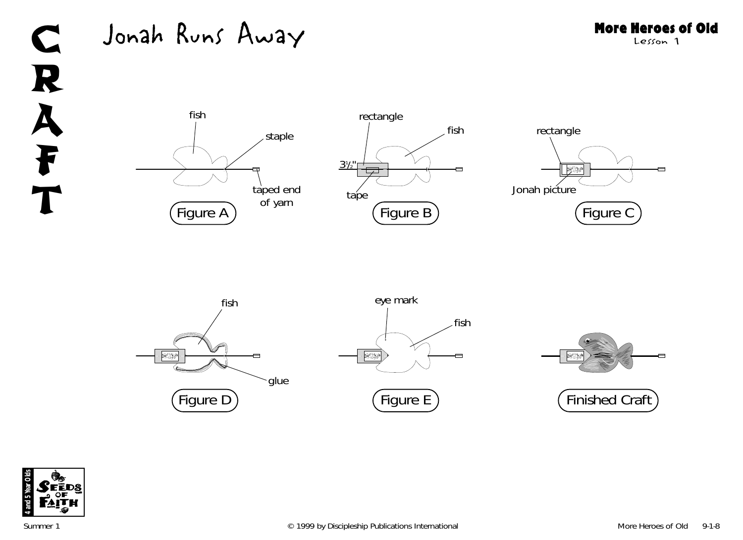# C R A F T

# Jonah Runs Away

**More Heroes of Old**
Lesson 1

fish

staple

taped end of yarn

Figure A

rectangle

fish

3½"

tape

Figure B

rectangle

Jonah picture

Figure C

fish

glue

Figure D

eye mark

fish

Figure E

Finished Craft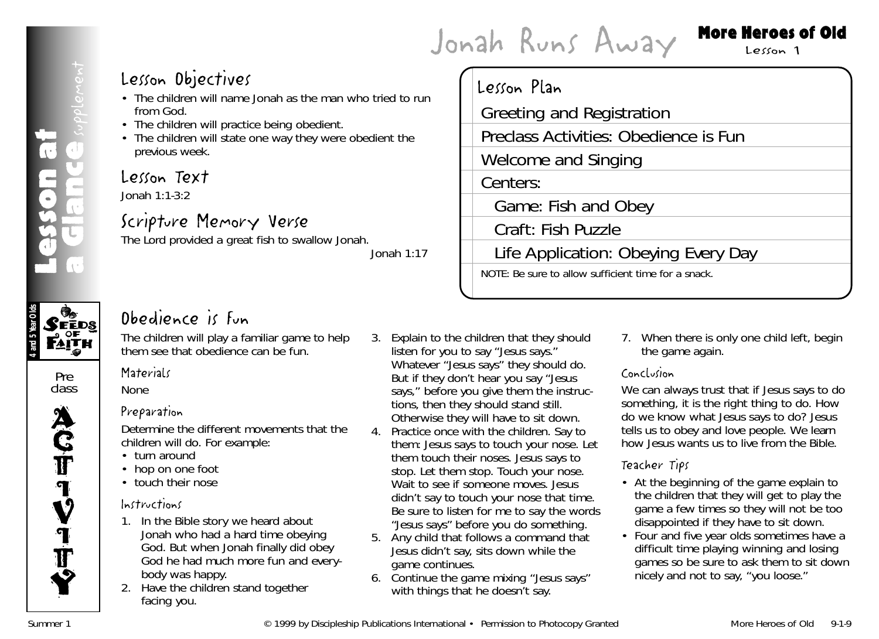# Jonah Runs Away

**More Heroes of Old**
Lesson 1

**Lesson at a Glance** *supplement*

## Lesson Objectives

- The children will name Jonah as the man who tried to run from God.
- The children will practice being obedient.
- The children will state one way they were obedient the previous week.

## Lesson Text

Jonah 1:1-3:2

## Scripture Memory Verse

The Lord provided a great fish to swallow Jonah.

Jonah 1:17

## Lesson Plan

Greeting and Registration

Preclass Activities: Obedience is Fun

Welcome and Singing

Centers:

Game: Fish and Obey

Craft: Fish Puzzle

Life Application: Obeying Every Day

NOTE: Be sure to allow sufficient time for a snack.

4 and 5 Year Olds — Seeds of Faith

Preclass ACTIVITY

## Obedience is Fun

The children will play a familiar game to help them see that obedience can be fun.

### Materials

None

### Preparation

Determine the different movements that the children will do. For example:

- turn around
- hop on one foot
- touch their nose

### Instructions

1. In the Bible story we heard about Jonah who had a hard time obeying God. But when Jonah finally did obey God he had much more fun and everybody was happy.
2. Have the children stand together facing you.
3. Explain to the children that they should listen for you to say "Jesus says." Whatever "Jesus says" they should do. But if they don't hear you say "Jesus says," before you give them the instructions, then they should stand still. Otherwise they will have to sit down.
4. Practice once with the children. Say to them: Jesus says to touch your nose. Let them touch their noses. Jesus says to stop. Let them stop. Touch your nose. Wait to see if someone moves. Jesus didn't say to touch your nose that time. Be sure to listen for me to say the words "Jesus says" before you do something.
5. Any child that follows a command that Jesus didn't say, sits down while the game continues.
6. Continue the game mixing "Jesus says" with things that he doesn't say.
7. When there is only one child left, begin the game again.

### Conclusion

We can always trust that if Jesus says to do something, it is the right thing to do. How do we know what Jesus says to do? Jesus tells us to obey and love people. We learn how Jesus wants us to live from the Bible.

### Teacher Tips

- At the beginning of the game explain to the children that they will get to play the game a few times so they will not be too disappointed if they have to sit down.
- Four and five year olds sometimes have a difficult time playing winning and losing games so be sure to ask them to sit down nicely and not to say, "you loose."

Summer 1 © 1999 by Discipleship Publications International • Permission to Photocopy Granted More Heroes of Old 9-1-9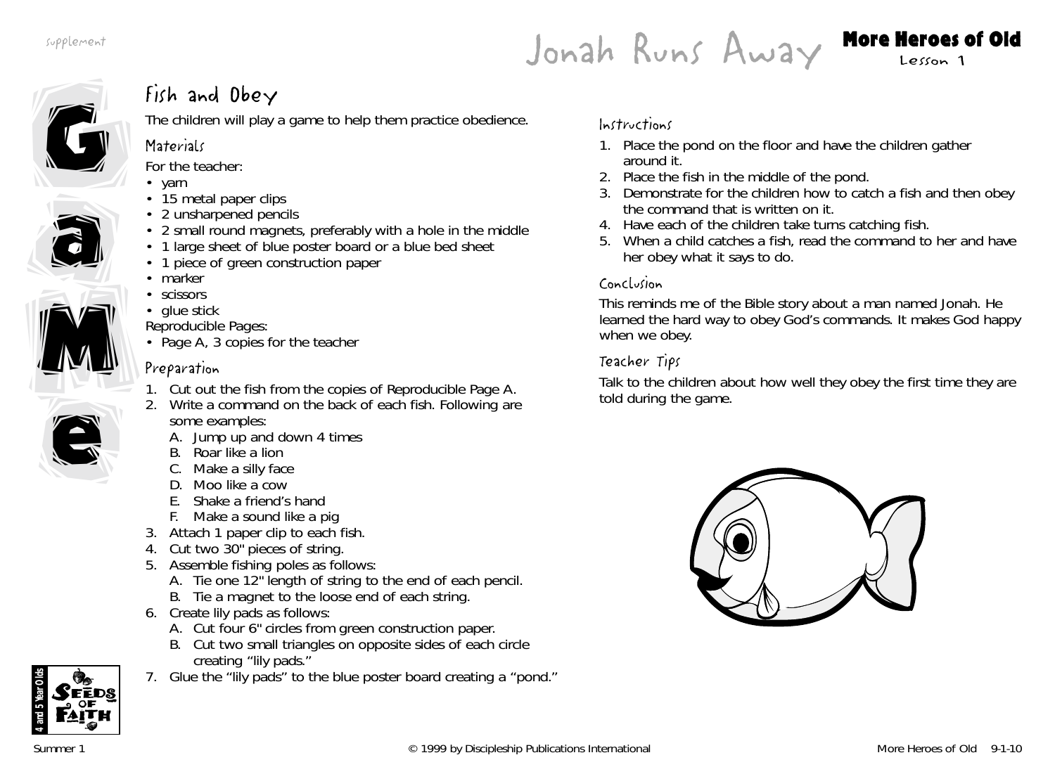supplement

# Jonah Runs Away

**More Heroes of Old**
Lesson 1

GaMe

## Fish and Obey

The children will play a game to help them practice obedience.

### Materials

For the teacher:
- yarn
- 15 metal paper clips
- 2 unsharpened pencils
- 2 small round magnets, preferably with a hole in the middle
- 1 large sheet of blue poster board or a blue bed sheet
- 1 piece of green construction paper
- marker
- scissors
- glue stick

Reproducible Pages:
- Page A, 3 copies for the teacher

### Preparation

1. Cut out the fish from the copies of Reproducible Page A.
2. Write a command on the back of each fish. Following are some examples:
   A. Jump up and down 4 times
   B. Roar like a lion
   C. Make a silly face
   D. Moo like a cow
   E. Shake a friend's hand
   F. Make a sound like a pig
3. Attach 1 paper clip to each fish.
4. Cut two 30" pieces of string.
5. Assemble fishing poles as follows:
   A. Tie one 12" length of string to the end of each pencil.
   B. Tie a magnet to the loose end of each string.
6. Create lily pads as follows:
   A. Cut four 6" circles from green construction paper.
   B. Cut two small triangles on opposite sides of each circle creating "lily pads."
7. Glue the "lily pads" to the blue poster board creating a "pond."

### Instructions

1. Place the pond on the floor and have the children gather around it.
2. Place the fish in the middle of the pond.
3. Demonstrate for the children how to catch a fish and then obey the command that is written on it.
4. Have each of the children take turns catching fish.
5. When a child catches a fish, read the command to her and have her obey what it says to do.

### Conclusion

This reminds me of the Bible story about a man named Jonah. He learned the hard way to obey God's commands. It makes God happy when we obey.

### Teacher Tips

Talk to the children about how well they obey the first time they are told during the game.

4 and 5 Year Olds — Seeds of Faith

Summer 1 © 1999 by Discipleship Publications International More Heroes of Old 9-1-10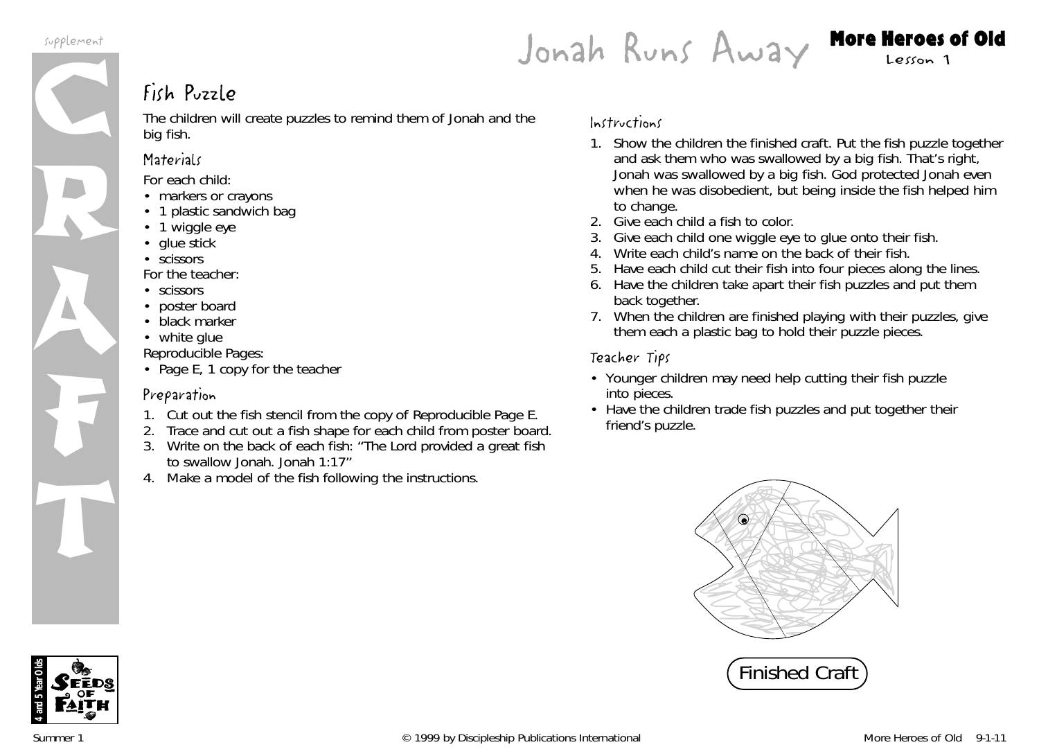# Jonah Runs Away

**More Heroes of Old**
Lesson 1

supplement

CRAFT

## Fish Puzzle

The children will create puzzles to remind them of Jonah and the big fish.

### Materials

For each child:

- markers or crayons
- 1 plastic sandwich bag
- 1 wiggle eye
- glue stick
- scissors

For the teacher:

- scissors
- poster board
- black marker
- white glue

Reproducible Pages:

- Page E, 1 copy for the teacher

### Preparation

1. Cut out the fish stencil from the copy of Reproducible Page E.
2. Trace and cut out a fish shape for each child from poster board.
3. Write on the back of each fish: "The Lord provided a great fish to swallow Jonah. Jonah 1:17"
4. Make a model of the fish following the instructions.

### Instructions

1. Show the children the finished craft. Put the fish puzzle together and ask them who was swallowed by a big fish. That's right, Jonah was swallowed by a big fish. God protected Jonah even when he was disobedient, but being inside the fish helped him to change.
2. Give each child a fish to color.
3. Give each child one wiggle eye to glue onto their fish.
4. Write each child's name on the back of their fish.
5. Have each child cut their fish into four pieces along the lines.
6. Have the children take apart their fish puzzles and put them back together.
7. When the children are finished playing with their puzzles, give them each a plastic bag to hold their puzzle pieces.

### Teacher Tips

- Younger children may need help cutting their fish puzzle into pieces.
- Have the children trade fish puzzles and put together their friend's puzzle.

Finished Craft

4 and 5 Year Olds — Seeds of Faith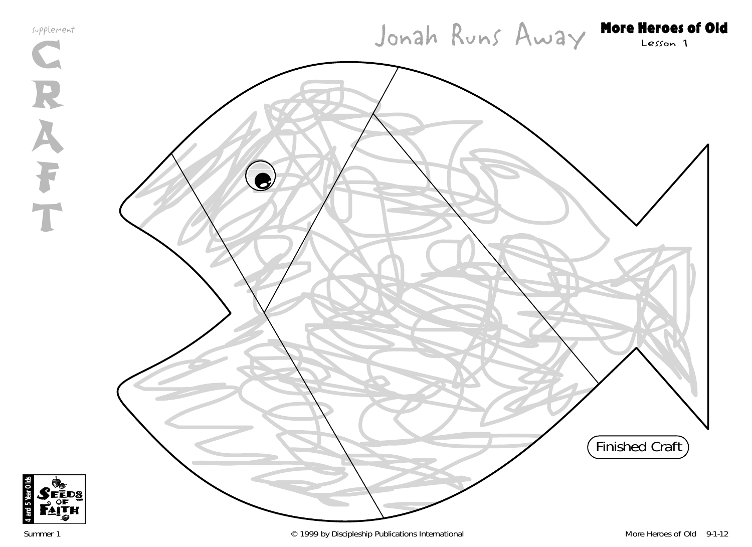supplement

# CRAFT

# Jonah Runs Away

**More Heroes of Old**
Lesson 1

Finished Craft

4 and 5 Year Olds
Seeds of Faith

Summer 1 © 1999 by Discipleship Publications International More Heroes of Old 9-1-12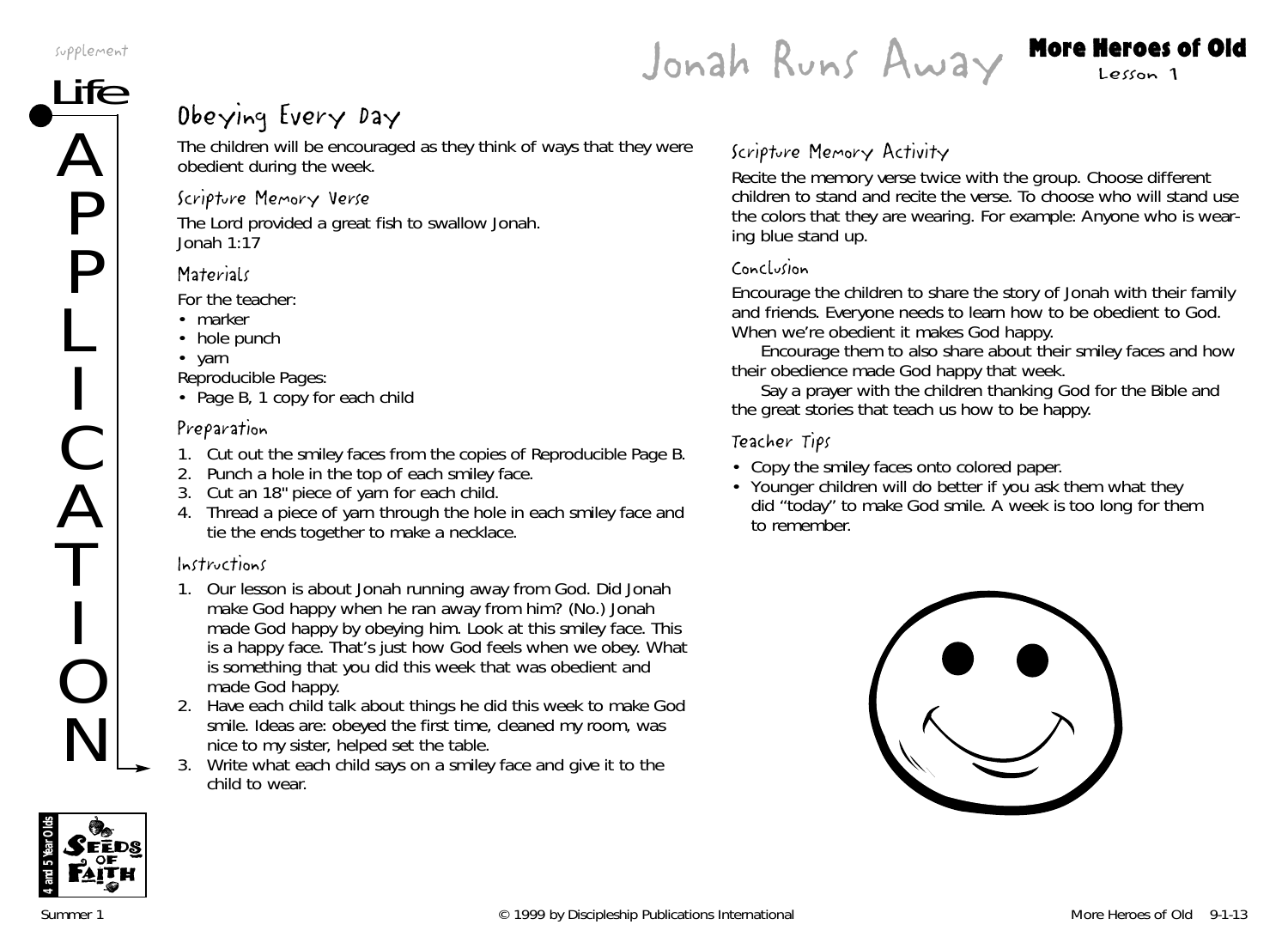# Jonah Runs Away

**More Heroes of Old**
Lesson 1

Life APPLICATION

## Obeying Every Day

The children will be encouraged as they think of ways that they were obedient during the week.

### Scripture Memory Verse

The Lord provided a great fish to swallow Jonah.
Jonah 1:17

### Materials

For the teacher:
- marker
- hole punch
- yarn

Reproducible Pages:
- Page B, 1 copy for each child

### Preparation

1. Cut out the smiley faces from the copies of Reproducible Page B.
2. Punch a hole in the top of each smiley face.
3. Cut an 18" piece of yarn for each child.
4. Thread a piece of yarn through the hole in each smiley face and tie the ends together to make a necklace.

### Instructions

1. Our lesson is about Jonah running away from God. Did Jonah make God happy when he ran away from him? (No.) Jonah made God happy by obeying him. Look at this smiley face. This is a happy face. That's just how God feels when we obey. What is something that you did this week that was obedient and made God happy.
2. Have each child talk about things he did this week to make God smile. Ideas are: obeyed the first time, cleaned my room, was nice to my sister, helped set the table.
3. Write what each child says on a smiley face and give it to the child to wear.

### Scripture Memory Activity

Recite the memory verse twice with the group. Choose different children to stand and recite the verse. To choose who will stand use the colors that they are wearing. For example: Anyone who is wearing blue stand up.

### Conclusion

Encourage the children to share the story of Jonah with their family and friends. Everyone needs to learn how to be obedient to God. When we're obedient it makes God happy.

Encourage them to also share about their smiley faces and how their obedience made God happy that week.

Say a prayer with the children thanking God for the Bible and the great stories that teach us how to be happy.

### Teacher Tips

- Copy the smiley faces onto colored paper.
- Younger children will do better if you ask them what they did "today" to make God smile. A week is too long for them to remember.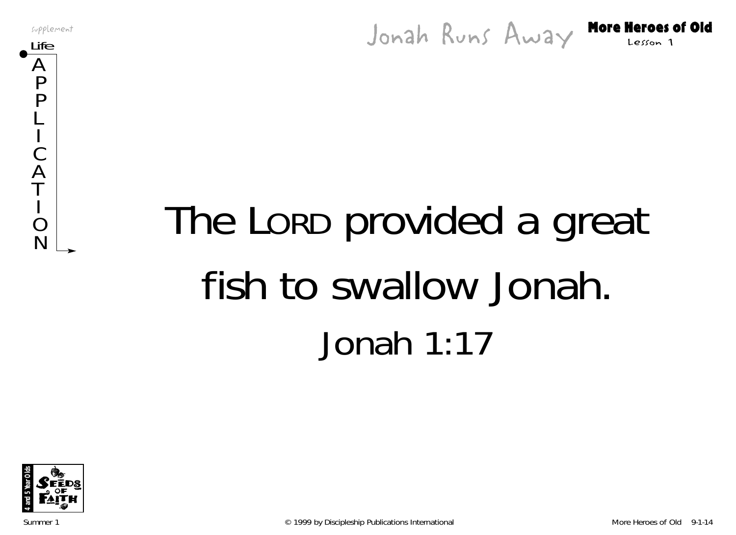supplement

**Life APPLICATION**

# Jonah Runs Away

**More Heroes of Old**
Lesson 1

# The LORD provided a great fish to swallow Jonah.

# Jonah 1:17

4 and 5 Year Olds
SEEDS OF FAITH

Summer 1 © 1999 by Discipleship Publications International More Heroes of Old 9-1-14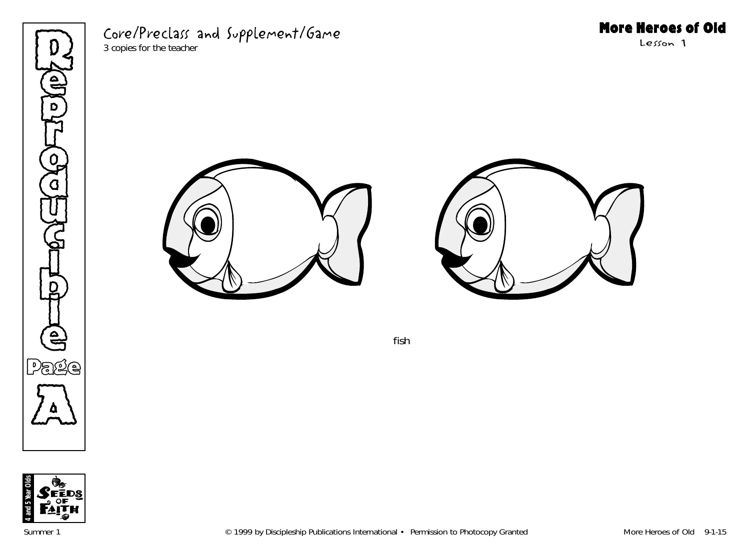Core/Preclass and Supplement/Game

3 copies for the teacher

# Reproducible Page A

**More Heroes of Old**

Lesson 1

fish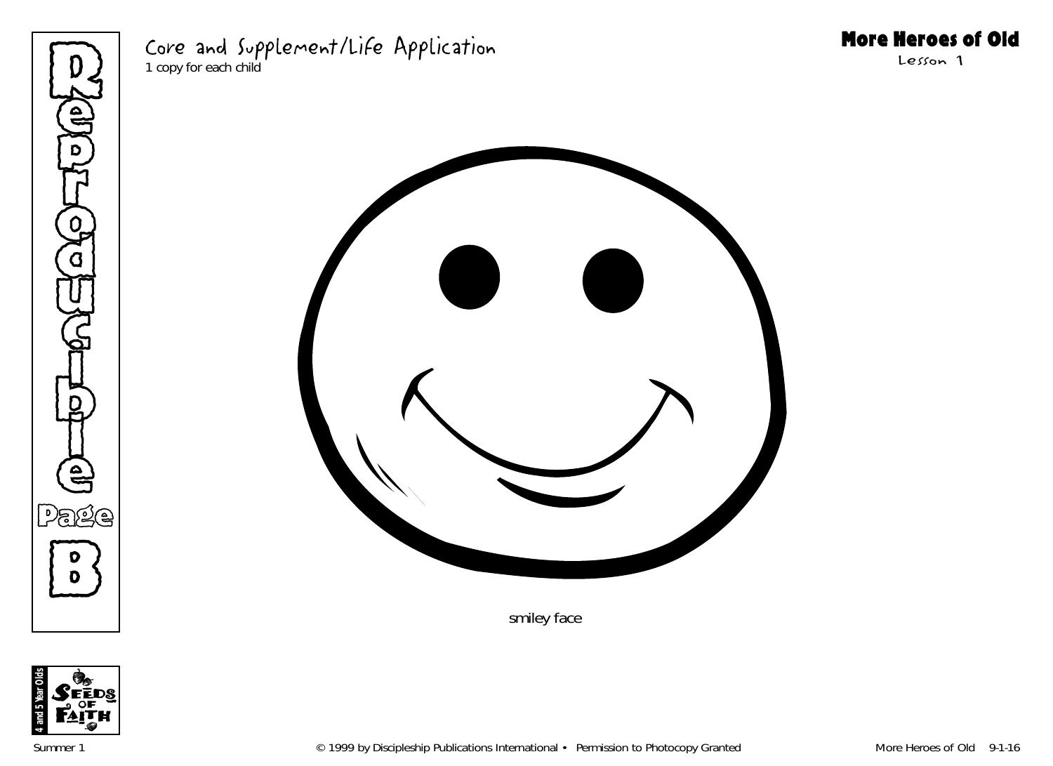# Reproducible Page B

## Core and Supplement/Life Application

1 copy for each child

**More Heroes of Old**
Lesson 1

smiley face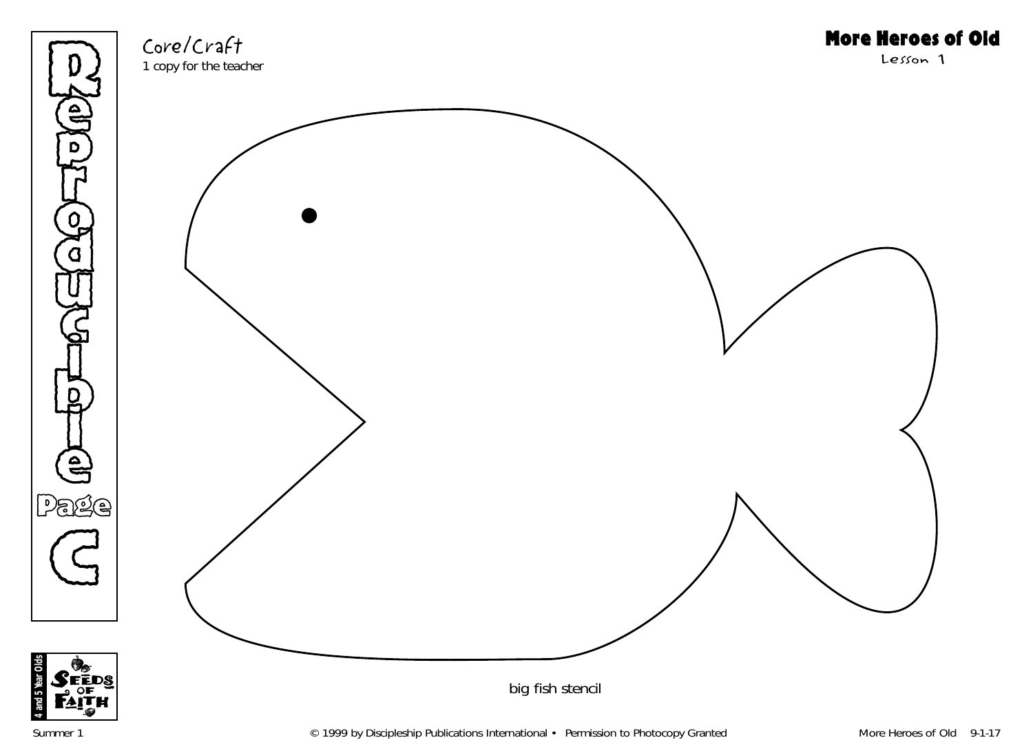Core/Craft

1 copy for the teacher

**More Heroes of Old**

Lesson 1

Reproducible Page C

big fish stencil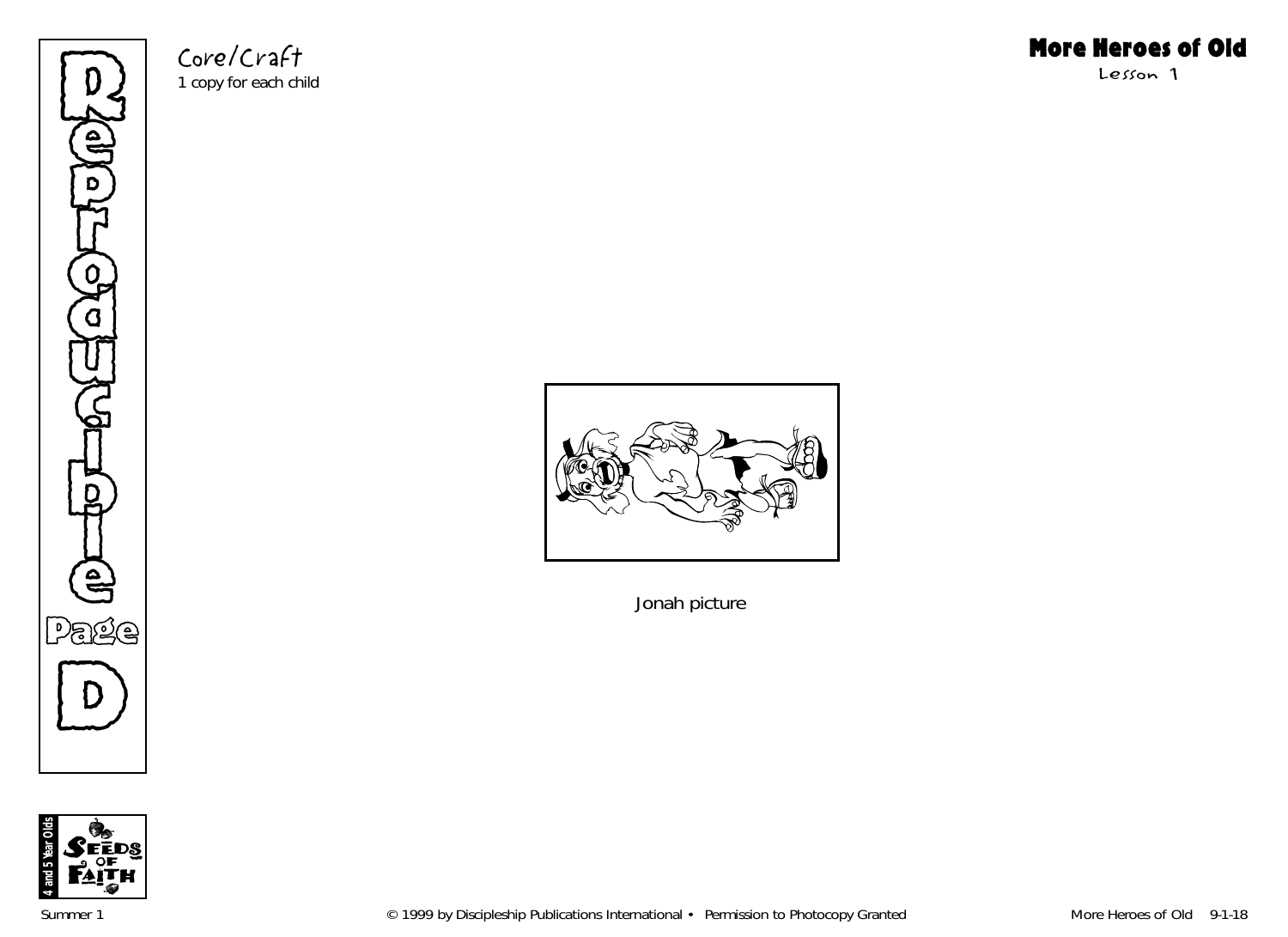Reproducible Page D

Core/Craft
1 copy for each child

## More Heroes of Old
Lesson 1

Jonah picture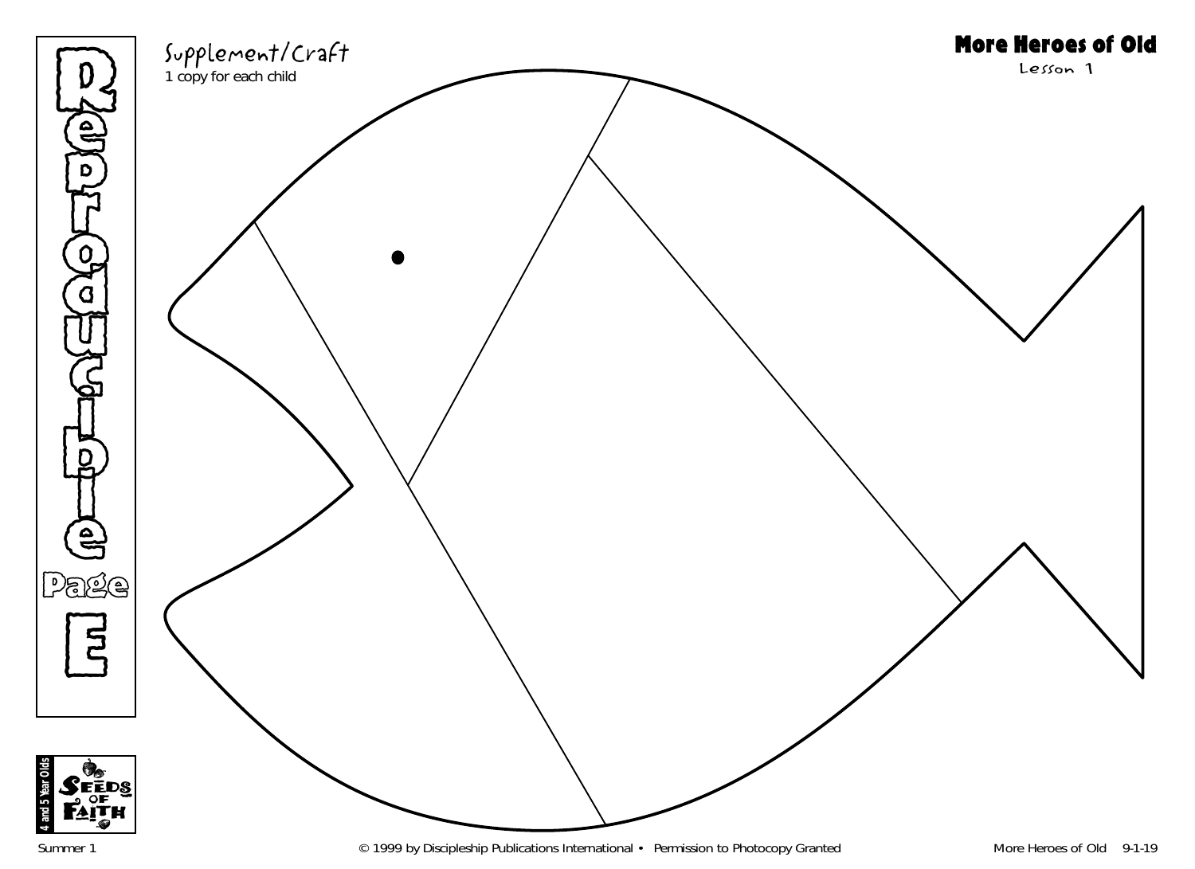Supplement/Craft

1 copy for each child

## More Heroes of Old

Lesson 1

Reproducible Page E